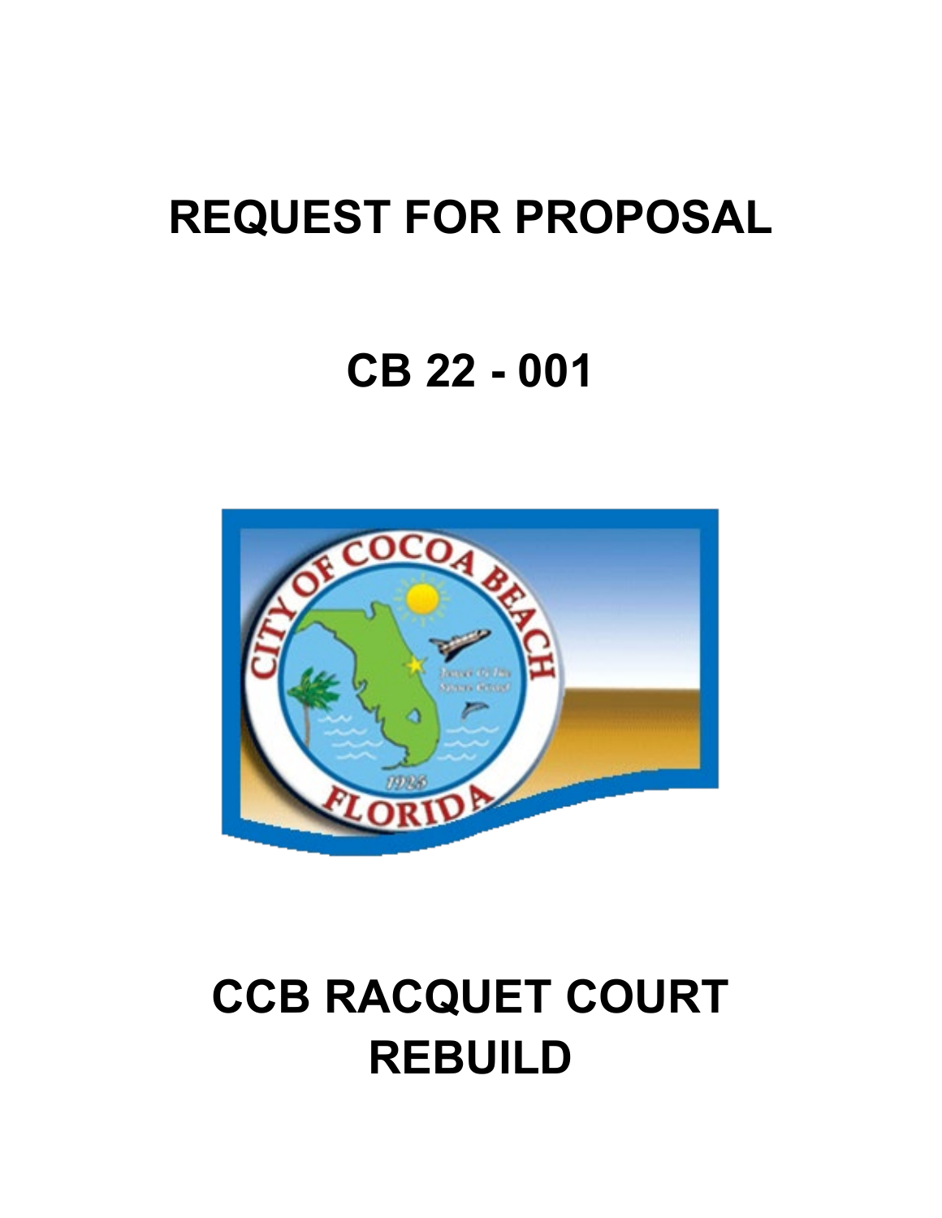# REQUEST FOR PROPOSAL

# CB 22 - 001

# CCB RACQUET COURT REBUILD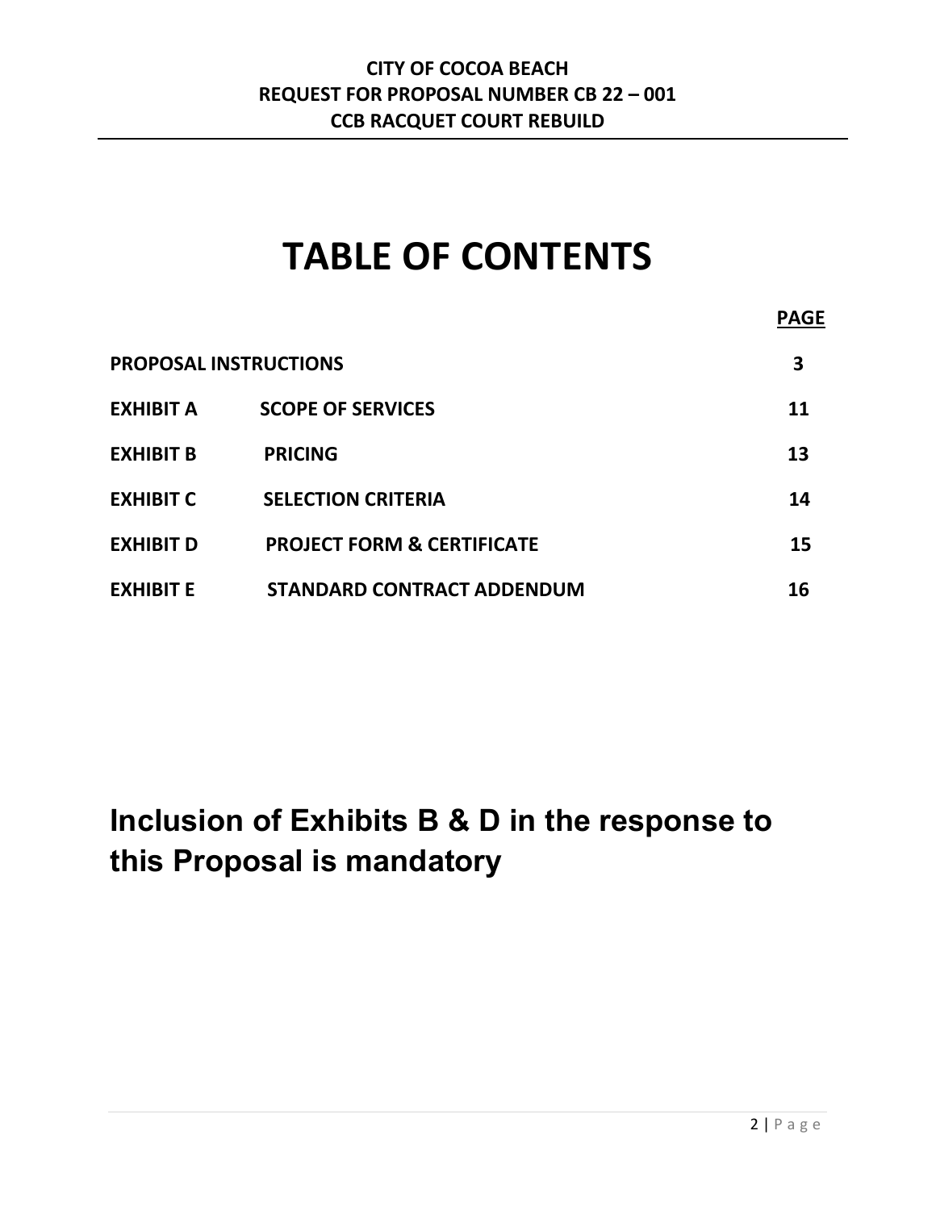**CITY OF COCOA BEACH**
**REQUEST FOR PROPOSAL NUMBER CB 22 – 001**
**CCB RACQUET COURT REBUILD**

# TABLE OF CONTENTS

| | | PAGE |
|---|---|---|
| **PROPOSAL INSTRUCTIONS** | | **3** |
| **EXHIBIT A** | **SCOPE OF SERVICES** | **11** |
| **EXHIBIT B** | **PRICING** | **13** |
| **EXHIBIT C** | **SELECTION CRITERIA** | **14** |
| **EXHIBIT D** | **PROJECT FORM & CERTIFICATE** | **15** |
| **EXHIBIT E** | **STANDARD CONTRACT ADDENDUM** | **16** |

## Inclusion of Exhibits B & D in the response to this Proposal is mandatory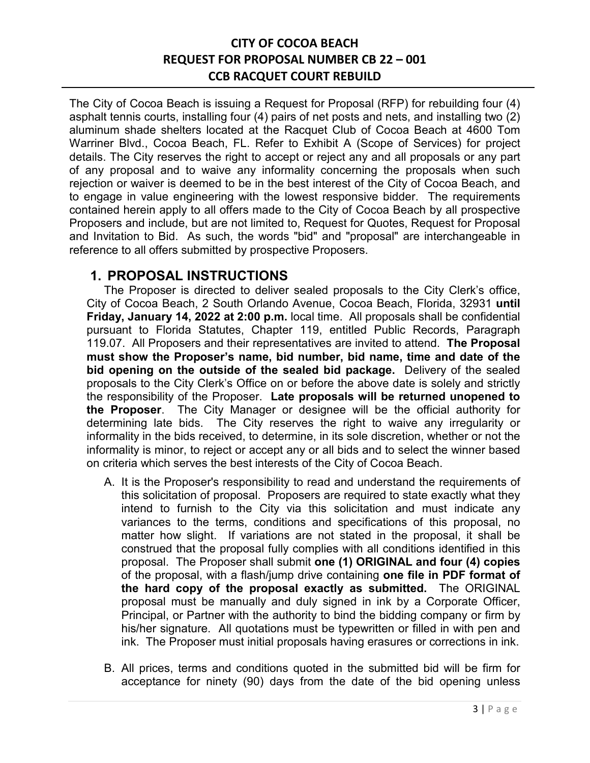**CITY OF COCOA BEACH**
**REQUEST FOR PROPOSAL NUMBER CB 22 – 001**
**CCB RACQUET COURT REBUILD**

The City of Cocoa Beach is issuing a Request for Proposal (RFP) for rebuilding four (4) asphalt tennis courts, installing four (4) pairs of net posts and nets, and installing two (2) aluminum shade shelters located at the Racquet Club of Cocoa Beach at 4600 Tom Warriner Blvd., Cocoa Beach, FL. Refer to Exhibit A (Scope of Services) for project details. The City reserves the right to accept or reject any and all proposals or any part of any proposal and to waive any informality concerning the proposals when such rejection or waiver is deemed to be in the best interest of the City of Cocoa Beach, and to engage in value engineering with the lowest responsive bidder. The requirements contained herein apply to all offers made to the City of Cocoa Beach by all prospective Proposers and include, but are not limited to, Request for Quotes, Request for Proposal and Invitation to Bid. As such, the words "bid" and "proposal" are interchangeable in reference to all offers submitted by prospective Proposers.

## 1. PROPOSAL INSTRUCTIONS

The Proposer is directed to deliver sealed proposals to the City Clerk's office, City of Cocoa Beach, 2 South Orlando Avenue, Cocoa Beach, Florida, 32931 **until Friday, January 14, 2022 at 2:00 p.m.** local time. All proposals shall be confidential pursuant to Florida Statutes, Chapter 119, entitled Public Records, Paragraph 119.07. All Proposers and their representatives are invited to attend. **The Proposal must show the Proposer's name, bid number, bid name, time and date of the bid opening on the outside of the sealed bid package.** Delivery of the sealed proposals to the City Clerk's Office on or before the above date is solely and strictly the responsibility of the Proposer. **Late proposals will be returned unopened to the Proposer**. The City Manager or designee will be the official authority for determining late bids. The City reserves the right to waive any irregularity or informality in the bids received, to determine, in its sole discretion, whether or not the informality is minor, to reject or accept any or all bids and to select the winner based on criteria which serves the best interests of the City of Cocoa Beach.

A. It is the Proposer's responsibility to read and understand the requirements of this solicitation of proposal. Proposers are required to state exactly what they intend to furnish to the City via this solicitation and must indicate any variances to the terms, conditions and specifications of this proposal, no matter how slight. If variations are not stated in the proposal, it shall be construed that the proposal fully complies with all conditions identified in this proposal. The Proposer shall submit **one (1) ORIGINAL and four (4) copies** of the proposal, with a flash/jump drive containing **one file in PDF format of the hard copy of the proposal exactly as submitted.** The ORIGINAL proposal must be manually and duly signed in ink by a Corporate Officer, Principal, or Partner with the authority to bind the bidding company or firm by his/her signature. All quotations must be typewritten or filled in with pen and ink. The Proposer must initial proposals having erasures or corrections in ink.

B. All prices, terms and conditions quoted in the submitted bid will be firm for acceptance for ninety (90) days from the date of the bid opening unless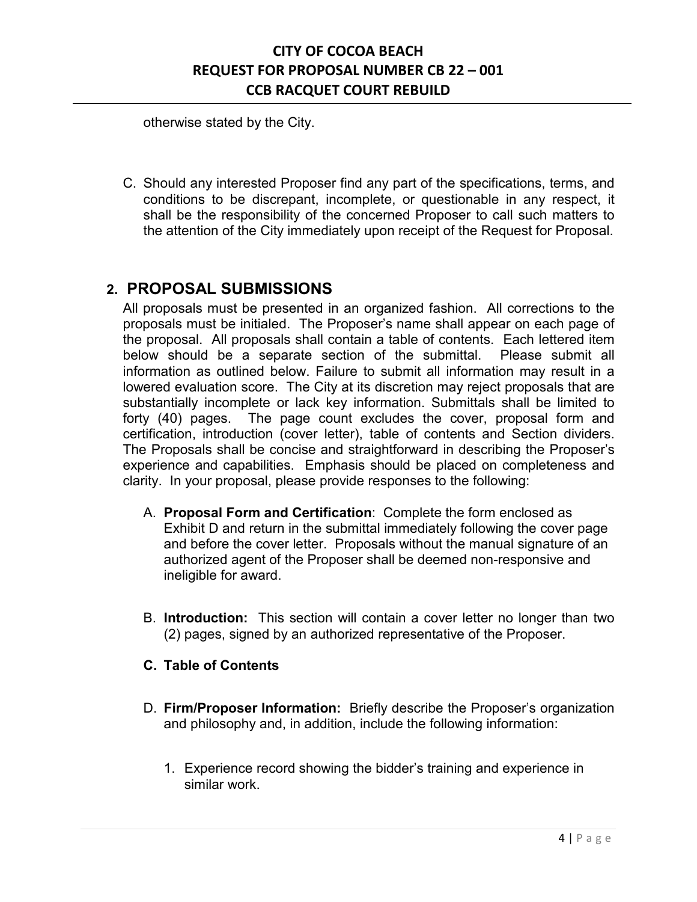otherwise stated by the City.

C. Should any interested Proposer find any part of the specifications, terms, and conditions to be discrepant, incomplete, or questionable in any respect, it shall be the responsibility of the concerned Proposer to call such matters to the attention of the City immediately upon receipt of the Request for Proposal.

## 2. PROPOSAL SUBMISSIONS

All proposals must be presented in an organized fashion. All corrections to the proposals must be initialed. The Proposer's name shall appear on each page of the proposal. All proposals shall contain a table of contents. Each lettered item below should be a separate section of the submittal. Please submit all information as outlined below. Failure to submit all information may result in a lowered evaluation score. The City at its discretion may reject proposals that are substantially incomplete or lack key information. Submittals shall be limited to forty (40) pages. The page count excludes the cover, proposal form and certification, introduction (cover letter), table of contents and Section dividers. The Proposals shall be concise and straightforward in describing the Proposer's experience and capabilities. Emphasis should be placed on completeness and clarity. In your proposal, please provide responses to the following:

A. **Proposal Form and Certification**: Complete the form enclosed as Exhibit D and return in the submittal immediately following the cover page and before the cover letter. Proposals without the manual signature of an authorized agent of the Proposer shall be deemed non-responsive and ineligible for award.

B. **Introduction:** This section will contain a cover letter no longer than two (2) pages, signed by an authorized representative of the Proposer.

C. **Table of Contents**

D. **Firm/Proposer Information:** Briefly describe the Proposer's organization and philosophy and, in addition, include the following information:

   1. Experience record showing the bidder's training and experience in similar work.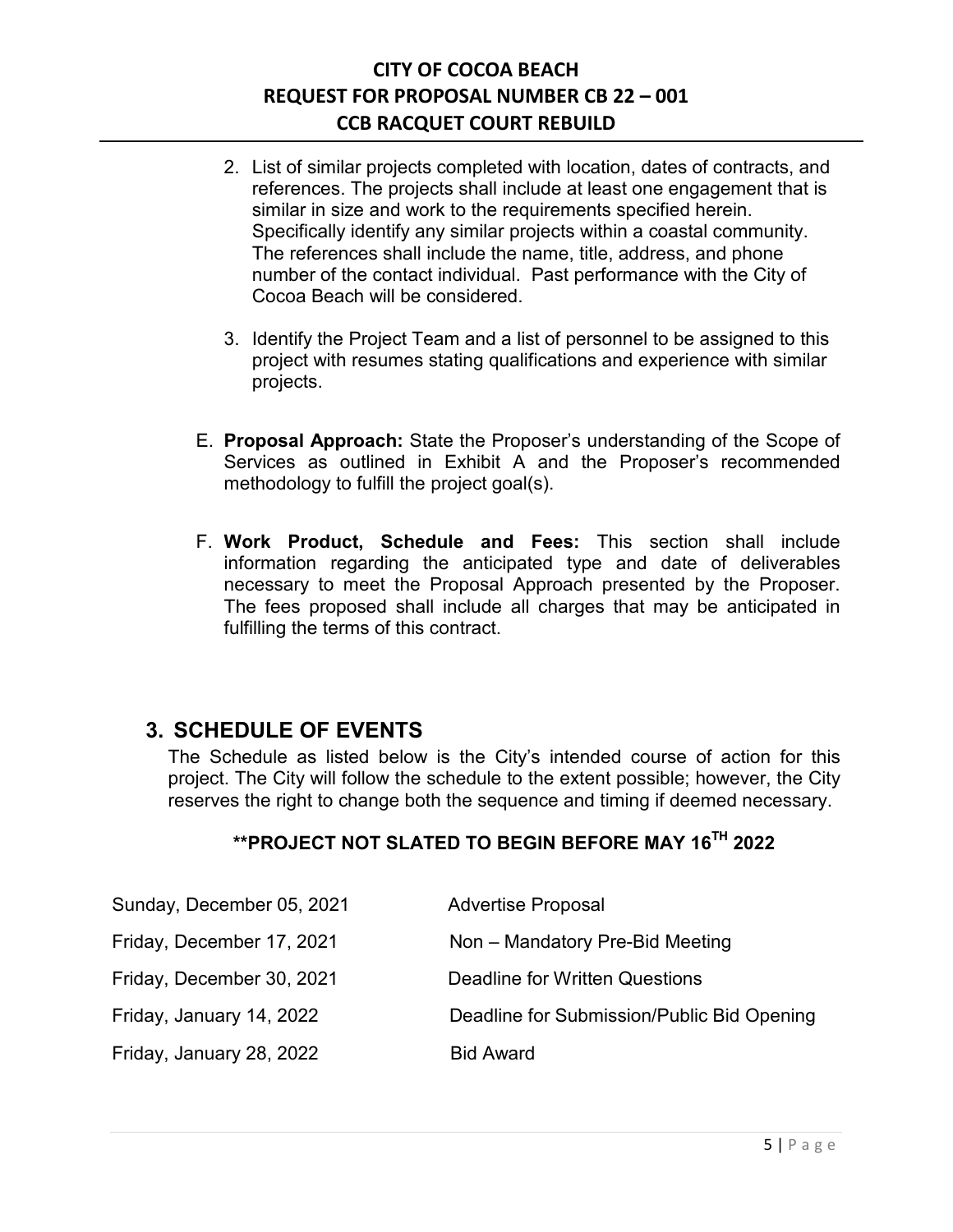2. List of similar projects completed with location, dates of contracts, and references. The projects shall include at least one engagement that is similar in size and work to the requirements specified herein. Specifically identify any similar projects within a coastal community. The references shall include the name, title, address, and phone number of the contact individual. Past performance with the City of Cocoa Beach will be considered.

3. Identify the Project Team and a list of personnel to be assigned to this project with resumes stating qualifications and experience with similar projects.

E. **Proposal Approach:** State the Proposer's understanding of the Scope of Services as outlined in Exhibit A and the Proposer's recommended methodology to fulfill the project goal(s).

F. **Work Product, Schedule and Fees:** This section shall include information regarding the anticipated type and date of deliverables necessary to meet the Proposal Approach presented by the Proposer. The fees proposed shall include all charges that may be anticipated in fulfilling the terms of this contract.

## 3. SCHEDULE OF EVENTS

The Schedule as listed below is the City's intended course of action for this project. The City will follow the schedule to the extent possible; however, the City reserves the right to change both the sequence and timing if deemed necessary.

**\*\*PROJECT NOT SLATED TO BEGIN BEFORE MAY 16TH 2022**

| | |
|---|---|
| Sunday, December 05, 2021 | Advertise Proposal |
| Friday, December 17, 2021 | Non – Mandatory Pre-Bid Meeting |
| Friday, December 30, 2021 | Deadline for Written Questions |
| Friday, January 14, 2022 | Deadline for Submission/Public Bid Opening |
| Friday, January 28, 2022 | Bid Award |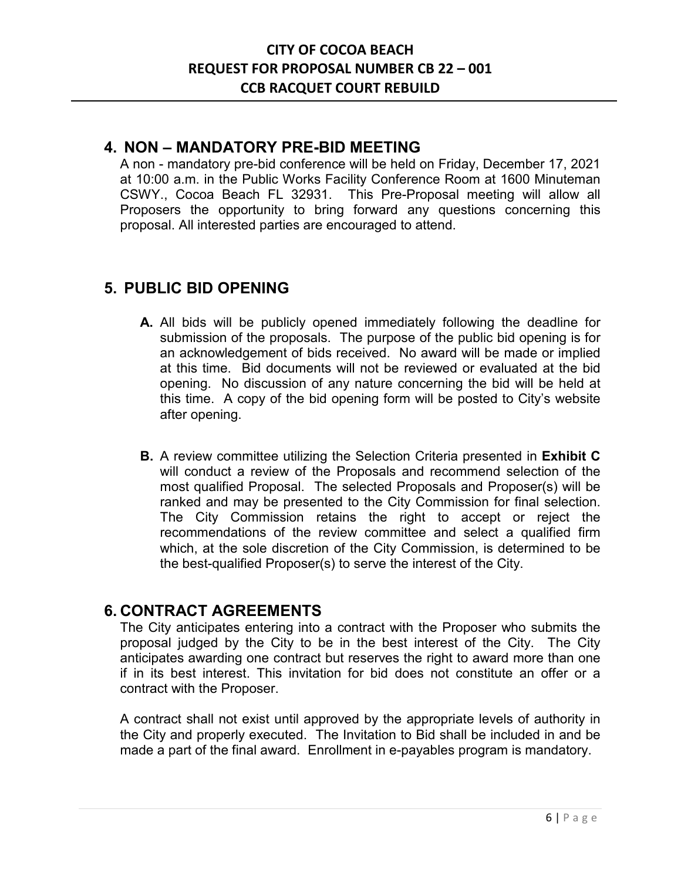## 4. NON – MANDATORY PRE-BID MEETING

A non - mandatory pre-bid conference will be held on Friday, December 17, 2021 at 10:00 a.m. in the Public Works Facility Conference Room at 1600 Minuteman CSWY., Cocoa Beach FL 32931. This Pre-Proposal meeting will allow all Proposers the opportunity to bring forward any questions concerning this proposal. All interested parties are encouraged to attend.

## 5. PUBLIC BID OPENING

**A.** All bids will be publicly opened immediately following the deadline for submission of the proposals. The purpose of the public bid opening is for an acknowledgement of bids received. No award will be made or implied at this time. Bid documents will not be reviewed or evaluated at the bid opening. No discussion of any nature concerning the bid will be held at this time. A copy of the bid opening form will be posted to City's website after opening.

**B.** A review committee utilizing the Selection Criteria presented in **Exhibit C** will conduct a review of the Proposals and recommend selection of the most qualified Proposal. The selected Proposals and Proposer(s) will be ranked and may be presented to the City Commission for final selection. The City Commission retains the right to accept or reject the recommendations of the review committee and select a qualified firm which, at the sole discretion of the City Commission, is determined to be the best-qualified Proposer(s) to serve the interest of the City.

## 6. CONTRACT AGREEMENTS

The City anticipates entering into a contract with the Proposer who submits the proposal judged by the City to be in the best interest of the City. The City anticipates awarding one contract but reserves the right to award more than one if in its best interest. This invitation for bid does not constitute an offer or a contract with the Proposer.

A contract shall not exist until approved by the appropriate levels of authority in the City and properly executed. The Invitation to Bid shall be included in and be made a part of the final award. Enrollment in e-payables program is mandatory.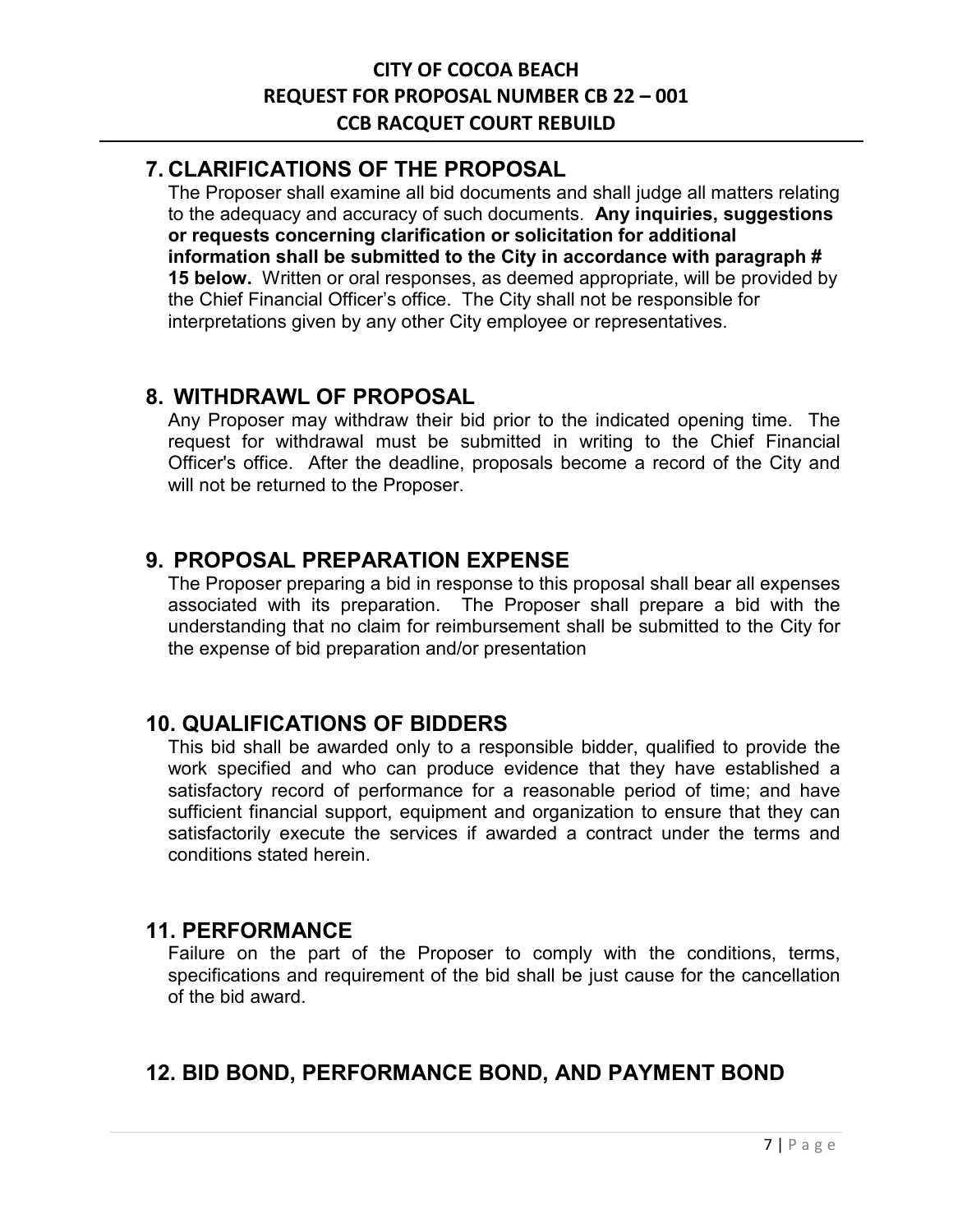## 7. CLARIFICATIONS OF THE PROPOSAL

The Proposer shall examine all bid documents and shall judge all matters relating to the adequacy and accuracy of such documents. **Any inquiries, suggestions or requests concerning clarification or solicitation for additional information shall be submitted to the City in accordance with paragraph # 15 below.** Written or oral responses, as deemed appropriate, will be provided by the Chief Financial Officer's office. The City shall not be responsible for interpretations given by any other City employee or representatives.

## 8. WITHDRAWL OF PROPOSAL

Any Proposer may withdraw their bid prior to the indicated opening time. The request for withdrawal must be submitted in writing to the Chief Financial Officer's office. After the deadline, proposals become a record of the City and will not be returned to the Proposer.

## 9. PROPOSAL PREPARATION EXPENSE

The Proposer preparing a bid in response to this proposal shall bear all expenses associated with its preparation. The Proposer shall prepare a bid with the understanding that no claim for reimbursement shall be submitted to the City for the expense of bid preparation and/or presentation

## 10. QUALIFICATIONS OF BIDDERS

This bid shall be awarded only to a responsible bidder, qualified to provide the work specified and who can produce evidence that they have established a satisfactory record of performance for a reasonable period of time; and have sufficient financial support, equipment and organization to ensure that they can satisfactorily execute the services if awarded a contract under the terms and conditions stated herein.

## 11. PERFORMANCE

Failure on the part of the Proposer to comply with the conditions, terms, specifications and requirement of the bid shall be just cause for the cancellation of the bid award.

## 12. BID BOND, PERFORMANCE BOND, AND PAYMENT BOND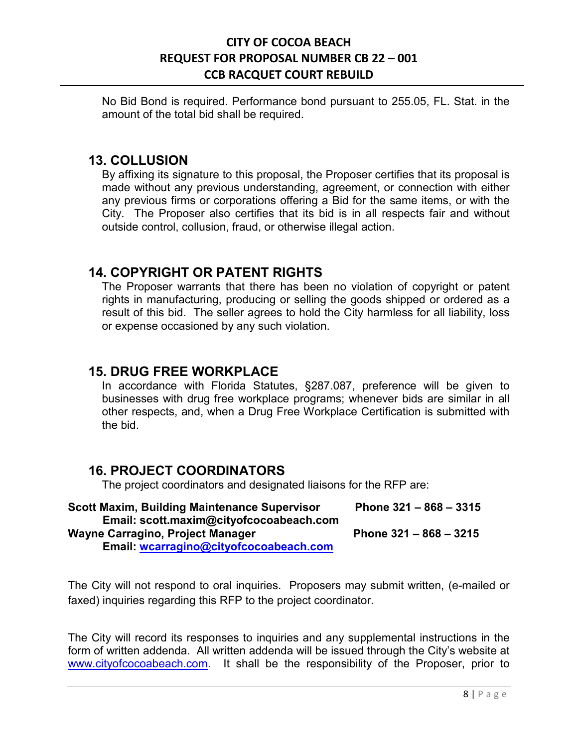No Bid Bond is required. Performance bond pursuant to 255.05, FL. Stat. in the amount of the total bid shall be required.

## 13. COLLUSION

By affixing its signature to this proposal, the Proposer certifies that its proposal is made without any previous understanding, agreement, or connection with either any previous firms or corporations offering a Bid for the same items, or with the City. The Proposer also certifies that its bid is in all respects fair and without outside control, collusion, fraud, or otherwise illegal action.

## 14. COPYRIGHT OR PATENT RIGHTS

The Proposer warrants that there has been no violation of copyright or patent rights in manufacturing, producing or selling the goods shipped or ordered as a result of this bid. The seller agrees to hold the City harmless for all liability, loss or expense occasioned by any such violation.

## 15. DRUG FREE WORKPLACE

In accordance with Florida Statutes, §287.087, preference will be given to businesses with drug free workplace programs; whenever bids are similar in all other respects, and, when a Drug Free Workplace Certification is submitted with the bid.

## 16. PROJECT COORDINATORS

The project coordinators and designated liaisons for the RFP are:

**Scott Maxim, Building Maintenance Supervisor** — **Phone 321 – 868 – 3315**
**Email: scott.maxim@cityofcocoabeach.com**

**Wayne Carragino, Project Manager** — **Phone 321 – 868 – 3215**
**Email: wcarragino@cityofcocoabeach.com**

The City will not respond to oral inquiries. Proposers may submit written, (e-mailed or faxed) inquiries regarding this RFP to the project coordinator.

The City will record its responses to inquiries and any supplemental instructions in the form of written addenda. All written addenda will be issued through the City's website at www.cityofcocoabeach.com. It shall be the responsibility of the Proposer, prior to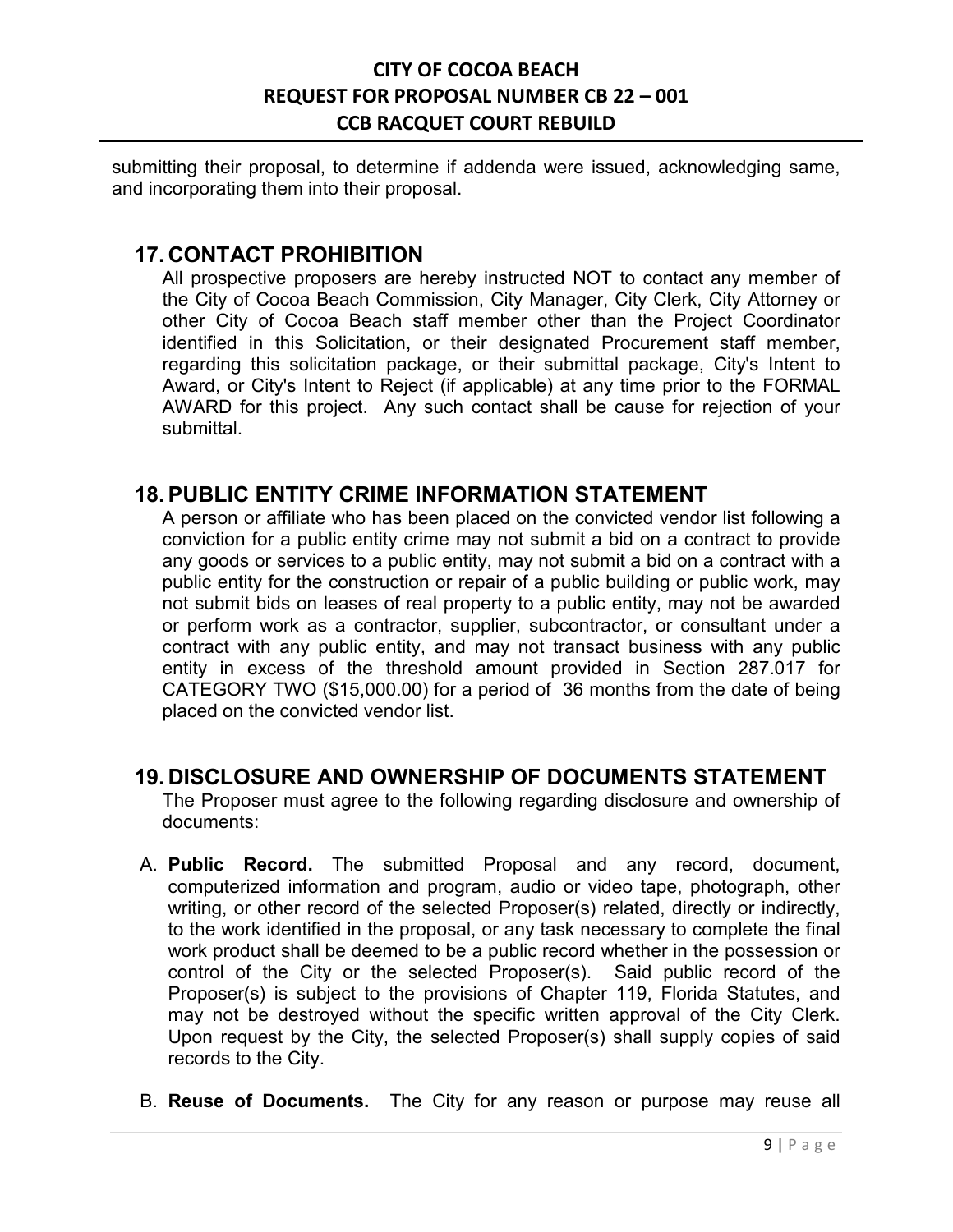submitting their proposal, to determine if addenda were issued, acknowledging same, and incorporating them into their proposal.

## 17. CONTACT PROHIBITION

All prospective proposers are hereby instructed NOT to contact any member of the City of Cocoa Beach Commission, City Manager, City Clerk, City Attorney or other City of Cocoa Beach staff member other than the Project Coordinator identified in this Solicitation, or their designated Procurement staff member, regarding this solicitation package, or their submittal package, City's Intent to Award, or City's Intent to Reject (if applicable) at any time prior to the FORMAL AWARD for this project. Any such contact shall be cause for rejection of your submittal.

## 18. PUBLIC ENTITY CRIME INFORMATION STATEMENT

A person or affiliate who has been placed on the convicted vendor list following a conviction for a public entity crime may not submit a bid on a contract to provide any goods or services to a public entity, may not submit a bid on a contract with a public entity for the construction or repair of a public building or public work, may not submit bids on leases of real property to a public entity, may not be awarded or perform work as a contractor, supplier, subcontractor, or consultant under a contract with any public entity, and may not transact business with any public entity in excess of the threshold amount provided in Section 287.017 for CATEGORY TWO ($15,000.00) for a period of 36 months from the date of being placed on the convicted vendor list.

## 19. DISCLOSURE AND OWNERSHIP OF DOCUMENTS STATEMENT

The Proposer must agree to the following regarding disclosure and ownership of documents:

A. **Public Record.** The submitted Proposal and any record, document, computerized information and program, audio or video tape, photograph, other writing, or other record of the selected Proposer(s) related, directly or indirectly, to the work identified in the proposal, or any task necessary to complete the final work product shall be deemed to be a public record whether in the possession or control of the City or the selected Proposer(s). Said public record of the Proposer(s) is subject to the provisions of Chapter 119, Florida Statutes, and may not be destroyed without the specific written approval of the City Clerk. Upon request by the City, the selected Proposer(s) shall supply copies of said records to the City.

B. **Reuse of Documents.** The City for any reason or purpose may reuse all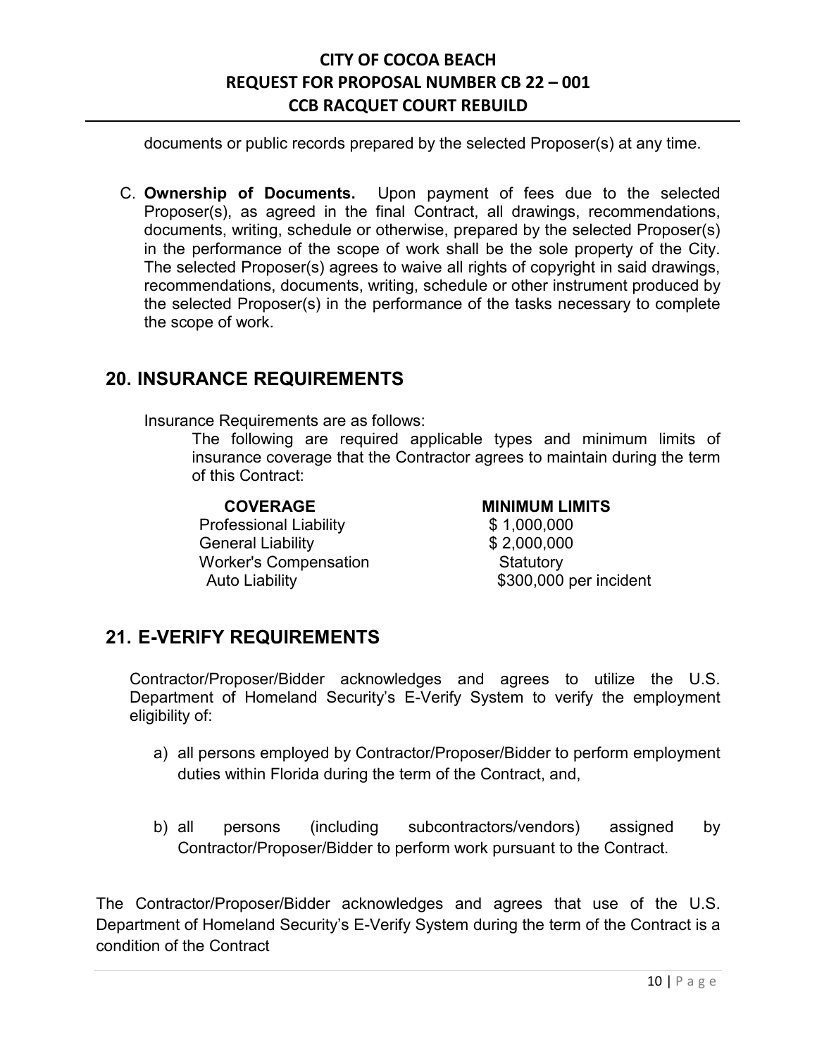documents or public records prepared by the selected Proposer(s) at any time.

C. **Ownership of Documents.** Upon payment of fees due to the selected Proposer(s), as agreed in the final Contract, all drawings, recommendations, documents, writing, schedule or otherwise, prepared by the selected Proposer(s) in the performance of the scope of work shall be the sole property of the City. The selected Proposer(s) agrees to waive all rights of copyright in said drawings, recommendations, documents, writing, schedule or other instrument produced by the selected Proposer(s) in the performance of the tasks necessary to complete the scope of work.

## 20. INSURANCE REQUIREMENTS

Insurance Requirements are as follows:

The following are required applicable types and minimum limits of insurance coverage that the Contractor agrees to maintain during the term of this Contract:

| COVERAGE | MINIMUM LIMITS |
|---|---|
| Professional Liability | $ 1,000,000 |
| General Liability | $ 2,000,000 |
| Worker's Compensation | Statutory |
| Auto Liability | $300,000 per incident |

## 21. E-VERIFY REQUIREMENTS

Contractor/Proposer/Bidder acknowledges and agrees to utilize the U.S. Department of Homeland Security's E-Verify System to verify the employment eligibility of:

a) all persons employed by Contractor/Proposer/Bidder to perform employment duties within Florida during the term of the Contract, and,

b) all persons (including subcontractors/vendors) assigned by Contractor/Proposer/Bidder to perform work pursuant to the Contract.

The Contractor/Proposer/Bidder acknowledges and agrees that use of the U.S. Department of Homeland Security's E-Verify System during the term of the Contract is a condition of the Contract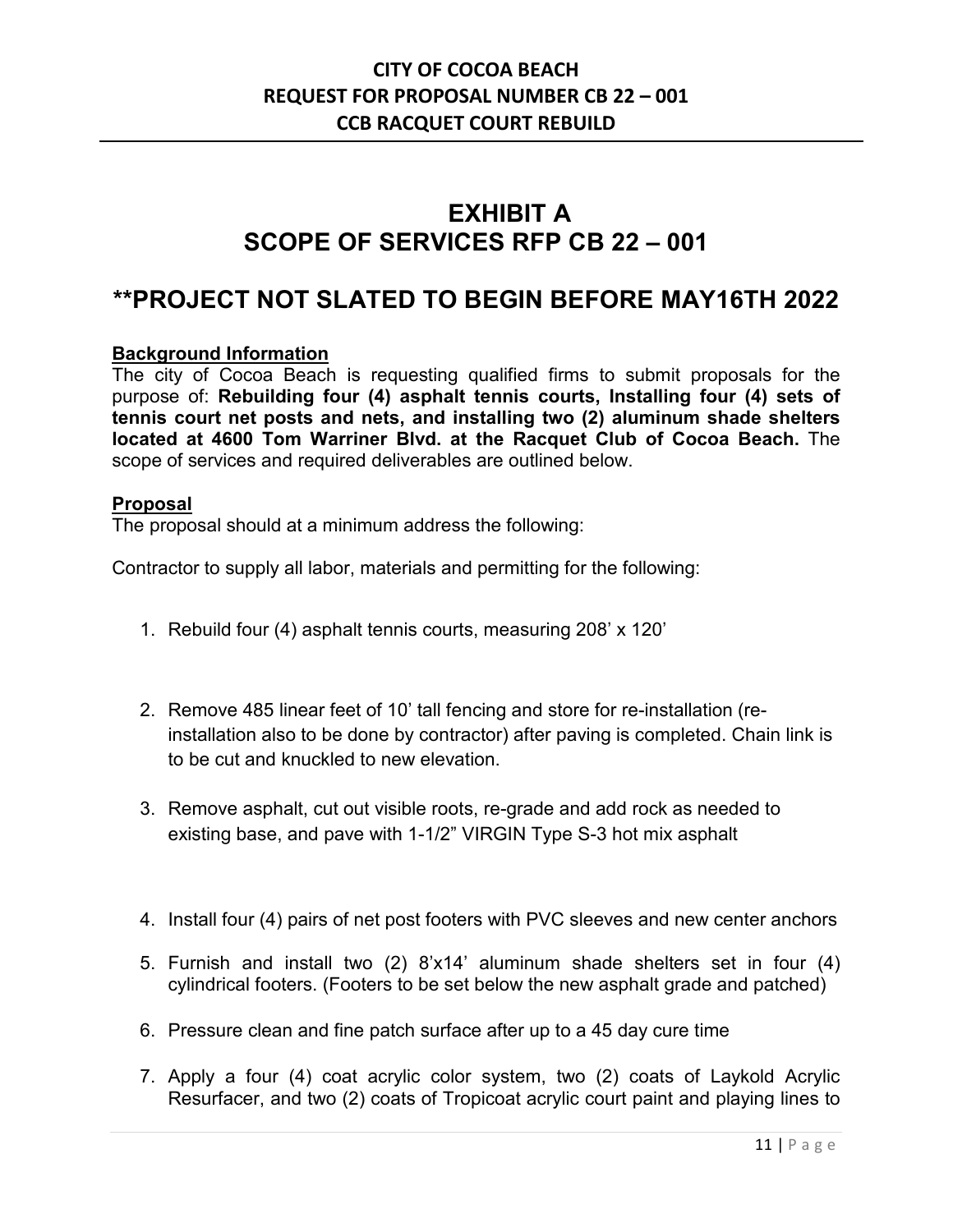# EXHIBIT A
# SCOPE OF SERVICES RFP CB 22 – 001

## **PROJECT NOT SLATED TO BEGIN BEFORE MAY16TH 2022

### Background Information

The city of Cocoa Beach is requesting qualified firms to submit proposals for the purpose of: **Rebuilding four (4) asphalt tennis courts, Installing four (4) sets of tennis court net posts and nets, and installing two (2) aluminum shade shelters located at 4600 Tom Warriner Blvd. at the Racquet Club of Cocoa Beach.** The scope of services and required deliverables are outlined below.

### Proposal

The proposal should at a minimum address the following:

Contractor to supply all labor, materials and permitting for the following:

1. Rebuild four (4) asphalt tennis courts, measuring 208' x 120'

2. Remove 485 linear feet of 10' tall fencing and store for re-installation (re-installation also to be done by contractor) after paving is completed. Chain link is to be cut and knuckled to new elevation.

3. Remove asphalt, cut out visible roots, re-grade and add rock as needed to existing base, and pave with 1-1/2" VIRGIN Type S-3 hot mix asphalt

4. Install four (4) pairs of net post footers with PVC sleeves and new center anchors

5. Furnish and install two (2) 8'x14' aluminum shade shelters set in four (4) cylindrical footers. (Footers to be set below the new asphalt grade and patched)

6. Pressure clean and fine patch surface after up to a 45 day cure time

7. Apply a four (4) coat acrylic color system, two (2) coats of Laykold Acrylic Resurfacer, and two (2) coats of Tropicoat acrylic court paint and playing lines to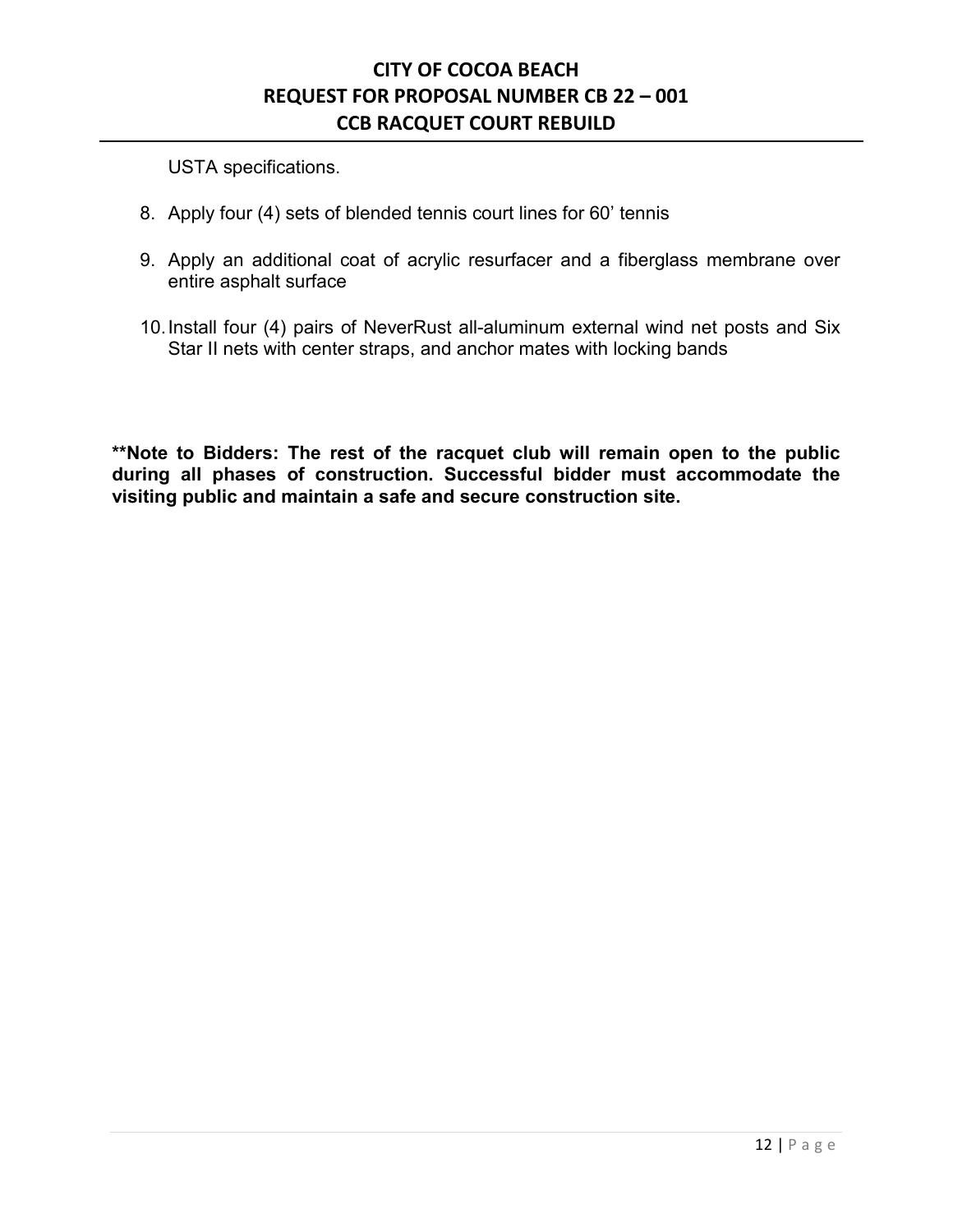USTA specifications.

8. Apply four (4) sets of blended tennis court lines for 60' tennis

9. Apply an additional coat of acrylic resurfacer and a fiberglass membrane over entire asphalt surface

10. Install four (4) pairs of NeverRust all-aluminum external wind net posts and Six Star II nets with center straps, and anchor mates with locking bands

**\*\*Note to Bidders: The rest of the racquet club will remain open to the public during all phases of construction. Successful bidder must accommodate the visiting public and maintain a safe and secure construction site.**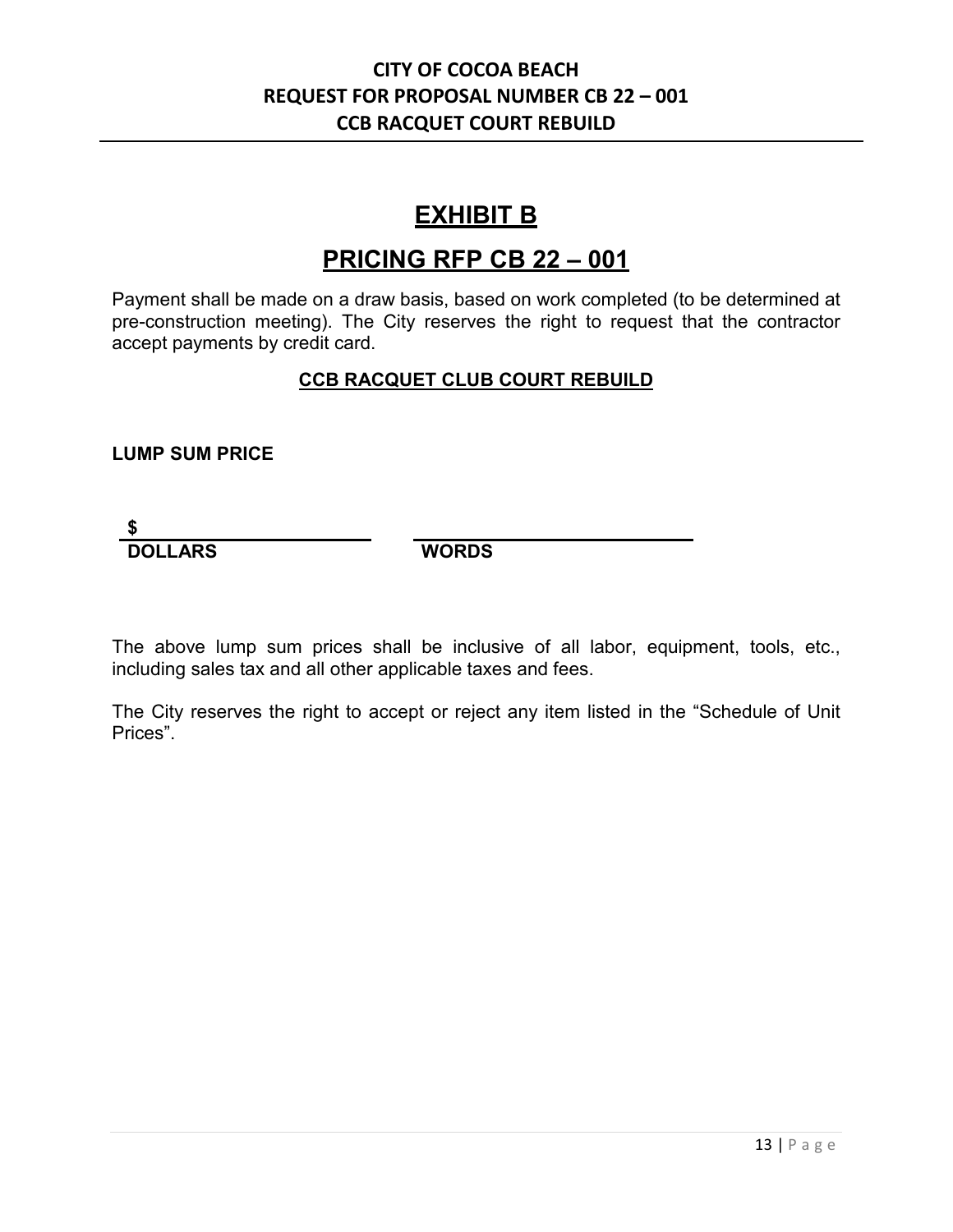## EXHIBIT B

## PRICING RFP CB 22 – 001

Payment shall be made on a draw basis, based on work completed (to be determined at pre-construction meeting). The City reserves the right to request that the contractor accept payments by credit card.

**CCB RACQUET CLUB COURT REBUILD**

**LUMP SUM PRICE**

**$ ______________________** &nbsp;&nbsp;&nbsp;&nbsp; **______________________**

**DOLLARS** &nbsp;&nbsp;&nbsp;&nbsp; **WORDS**

The above lump sum prices shall be inclusive of all labor, equipment, tools, etc., including sales tax and all other applicable taxes and fees.

The City reserves the right to accept or reject any item listed in the "Schedule of Unit Prices".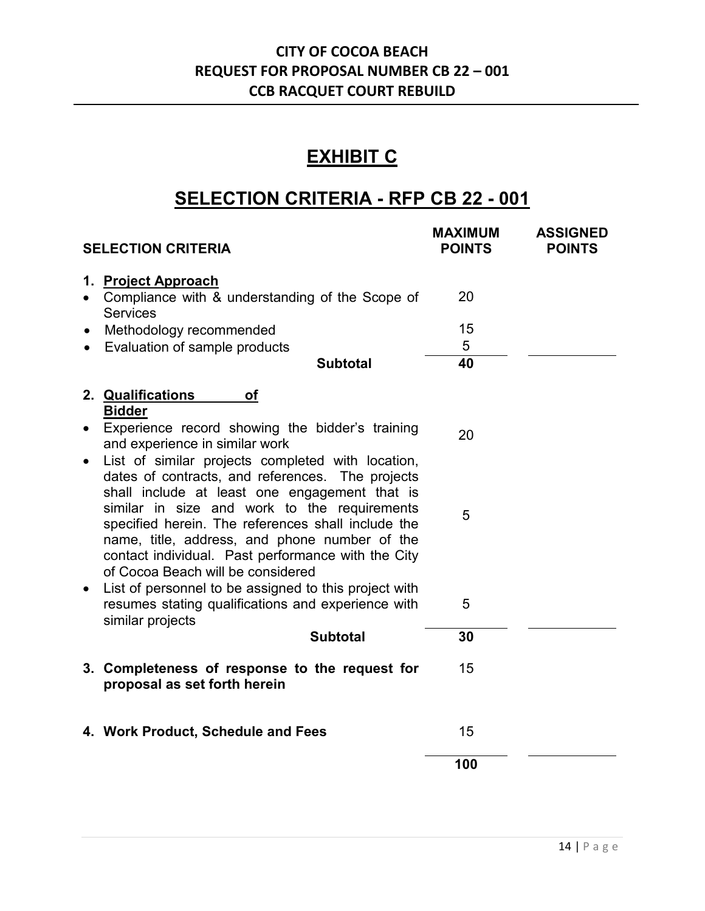# CITY OF COCOA BEACH
# REQUEST FOR PROPOSAL NUMBER CB 22 – 001
# CCB RACQUET COURT REBUILD

## EXHIBIT C

## SELECTION CRITERIA - RFP CB 22 - 001

| SELECTION CRITERIA | MAXIMUM POINTS | ASSIGNED POINTS |
|---|---|---|
| **1. Project Approach** | | |
| • Compliance with & understanding of the Scope of Services | 20 | |
| • Methodology recommended | 15 | |
| • Evaluation of sample products | 5 | |
| **Subtotal** | **40** | |
| **2. Qualifications of Bidder** | | |
| • Experience record showing the bidder's training and experience in similar work | 20 | |
| • List of similar projects completed with location, dates of contracts, and references. The projects shall include at least one engagement that is similar in size and work to the requirements specified herein. The references shall include the name, title, address, and phone number of the contact individual. Past performance with the City of Cocoa Beach will be considered | 5 | |
| • List of personnel to be assigned to this project with resumes stating qualifications and experience with similar projects | 5 | |
| **Subtotal** | **30** | |
| **3. Completeness of response to the request for proposal as set forth herein** | 15 | |
| **4. Work Product, Schedule and Fees** | 15 | |
| | **100** | |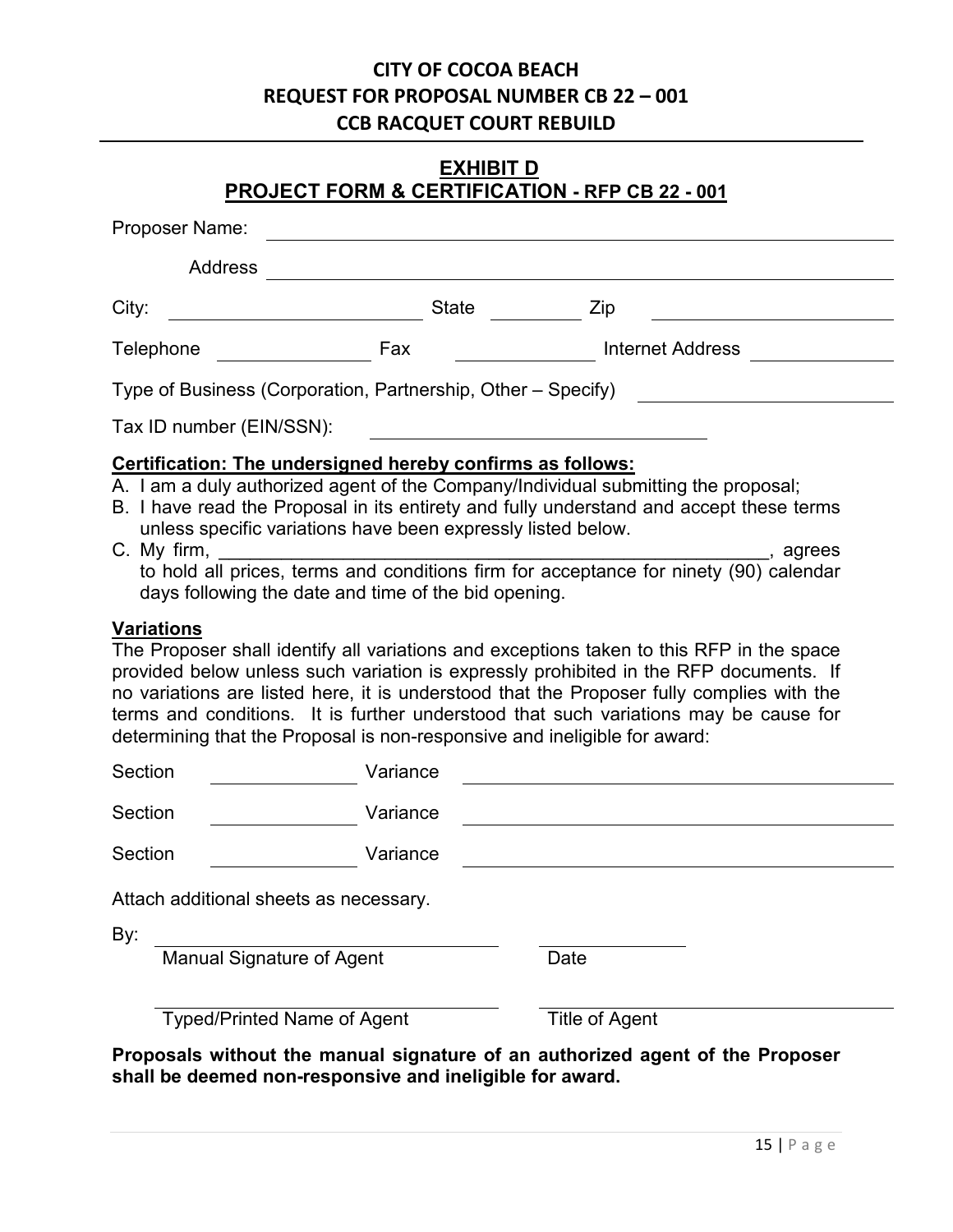**CITY OF COCOA BEACH**
**REQUEST FOR PROPOSAL NUMBER CB 22 – 001**
**CCB RACQUET COURT REBUILD**

## EXHIBIT D
## PROJECT FORM & CERTIFICATION - RFP CB 22 - 001

Proposer Name: ______________________________________________

Address ______________________________________________

City: ____________________ State __________ Zip ____________________

Telephone ______________ Fax ______________ Internet Address ______________

Type of Business (Corporation, Partnership, Other – Specify) ____________________

Tax ID number (EIN/SSN): ____________________________

**Certification: The undersigned hereby confirms as follows:**

A. I am a duly authorized agent of the Company/Individual submitting the proposal;

B. I have read the Proposal in its entirety and fully understand and accept these terms unless specific variations have been expressly listed below.

C. My firm, ______________________________________________________, agrees to hold all prices, terms and conditions firm for acceptance for ninety (90) calendar days following the date and time of the bid opening.

**Variations**

The Proposer shall identify all variations and exceptions taken to this RFP in the space provided below unless such variation is expressly prohibited in the RFP documents. If no variations are listed here, it is understood that the Proposer fully complies with the terms and conditions. It is further understood that such variations may be cause for determining that the Proposal is non-responsive and ineligible for award:

Section ______________ Variance ______________________________

Section ______________ Variance ______________________________

Section ______________ Variance ______________________________

Attach additional sheets as necessary.

By: ______________________________ ______________

Manual Signature of Agent Date

______________________________ ______________________________

Typed/Printed Name of Agent Title of Agent

**Proposals without the manual signature of an authorized agent of the Proposer shall be deemed non-responsive and ineligible for award.**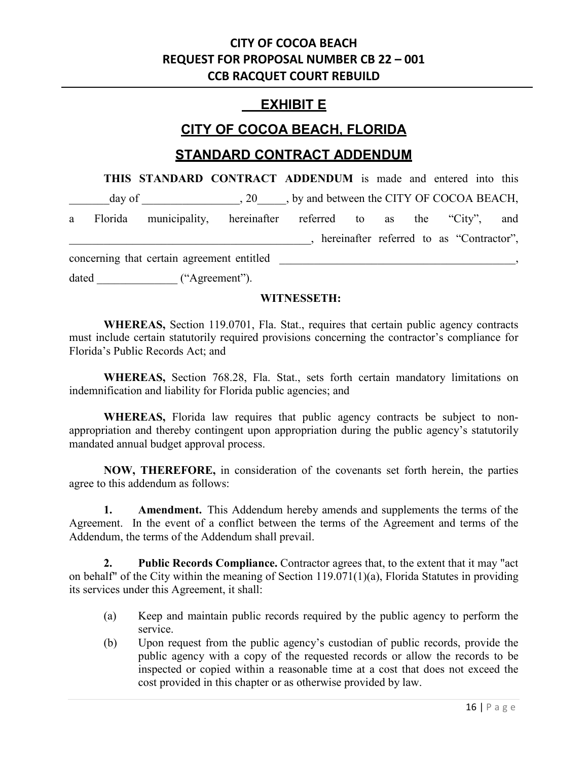## EXHIBIT E

## CITY OF COCOA BEACH, FLORIDA

## STANDARD CONTRACT ADDENDUM

**THIS STANDARD CONTRACT ADDENDUM** is made and entered into this _______day of _________________, 20_____, by and between the CITY OF COCOA BEACH, a Florida municipality, hereinafter referred to as the "City", and ___________________________________________, hereinafter referred to as "Contractor", concerning that certain agreement entitled ___________________________________________, dated ______________ ("Agreement").

**WITNESSETH:**

**WHEREAS,** Section 119.0701, Fla. Stat., requires that certain public agency contracts must include certain statutorily required provisions concerning the contractor's compliance for Florida's Public Records Act; and

**WHEREAS,** Section 768.28, Fla. Stat., sets forth certain mandatory limitations on indemnification and liability for Florida public agencies; and

**WHEREAS,** Florida law requires that public agency contracts be subject to non-appropriation and thereby contingent upon appropriation during the public agency's statutorily mandated annual budget approval process.

**NOW, THEREFORE,** in consideration of the covenants set forth herein, the parties agree to this addendum as follows:

**1. Amendment.** This Addendum hereby amends and supplements the terms of the Agreement. In the event of a conflict between the terms of the Agreement and terms of the Addendum, the terms of the Addendum shall prevail.

**2. Public Records Compliance.** Contractor agrees that, to the extent that it may "act on behalf" of the City within the meaning of Section 119.071(1)(a), Florida Statutes in providing its services under this Agreement, it shall:

(a) Keep and maintain public records required by the public agency to perform the service.

(b) Upon request from the public agency's custodian of public records, provide the public agency with a copy of the requested records or allow the records to be inspected or copied within a reasonable time at a cost that does not exceed the cost provided in this chapter or as otherwise provided by law.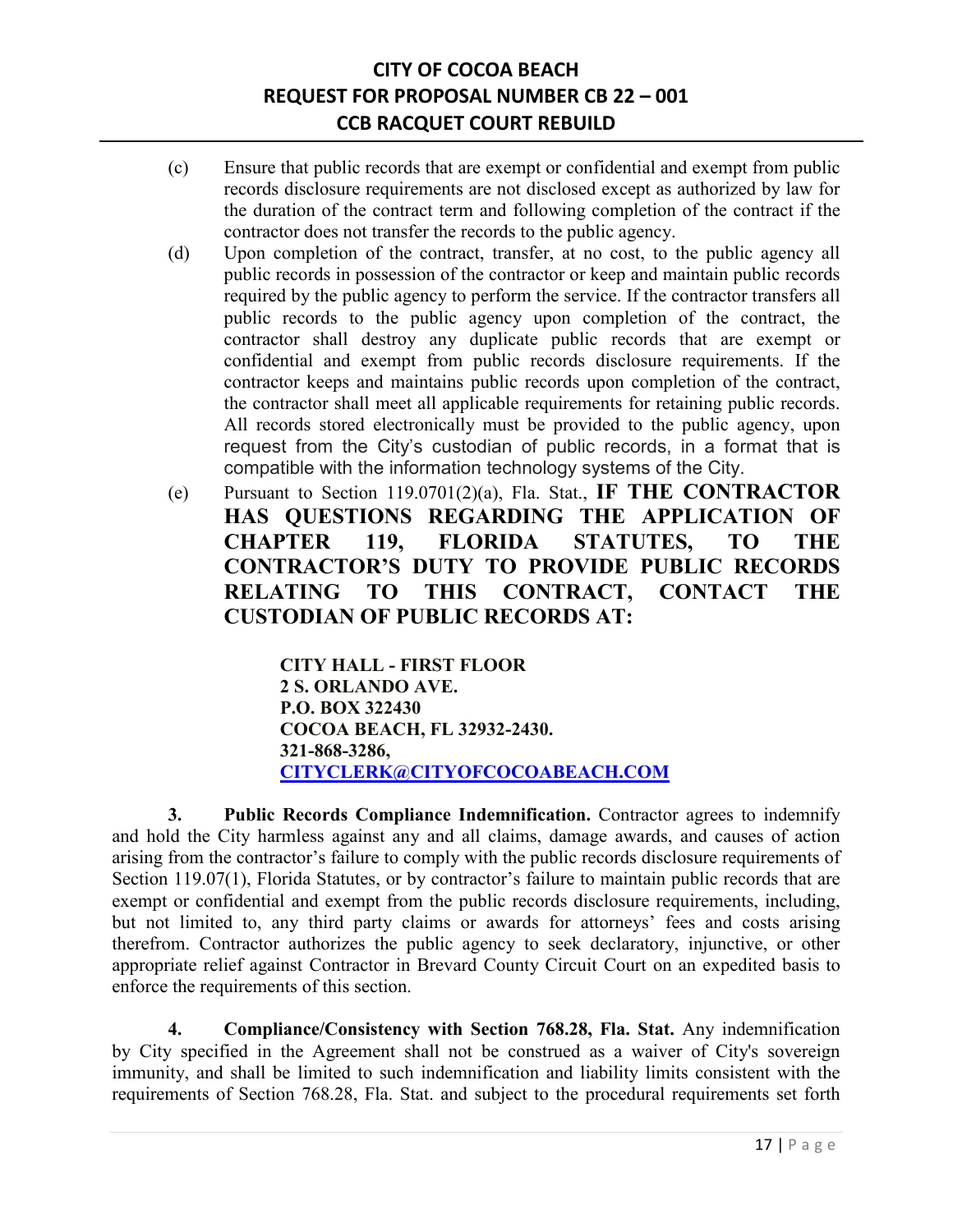(c) Ensure that public records that are exempt or confidential and exempt from public records disclosure requirements are not disclosed except as authorized by law for the duration of the contract term and following completion of the contract if the contractor does not transfer the records to the public agency.

(d) Upon completion of the contract, transfer, at no cost, to the public agency all public records in possession of the contractor or keep and maintain public records required by the public agency to perform the service. If the contractor transfers all public records to the public agency upon completion of the contract, the contractor shall destroy any duplicate public records that are exempt or confidential and exempt from public records disclosure requirements. If the contractor keeps and maintains public records upon completion of the contract, the contractor shall meet all applicable requirements for retaining public records. All records stored electronically must be provided to the public agency, upon request from the City's custodian of public records, in a format that is compatible with the information technology systems of the City.

(e) Pursuant to Section 119.0701(2)(a), Fla. Stat., **IF THE CONTRACTOR HAS QUESTIONS REGARDING THE APPLICATION OF CHAPTER 119, FLORIDA STATUTES, TO THE CONTRACTOR'S DUTY TO PROVIDE PUBLIC RECORDS RELATING TO THIS CONTRACT, CONTACT THE CUSTODIAN OF PUBLIC RECORDS AT:**

> **CITY HALL - FIRST FLOOR**
> **2 S. ORLANDO AVE.**
> **P.O. BOX 322430**
> **COCOA BEACH, FL 32932-2430.**
> **321-868-3286,**
> **CITYCLERK@CITYOFCOCOABEACH.COM**

**3. Public Records Compliance Indemnification.** Contractor agrees to indemnify and hold the City harmless against any and all claims, damage awards, and causes of action arising from the contractor's failure to comply with the public records disclosure requirements of Section 119.07(1), Florida Statutes, or by contractor's failure to maintain public records that are exempt or confidential and exempt from the public records disclosure requirements, including, but not limited to, any third party claims or awards for attorneys' fees and costs arising therefrom. Contractor authorizes the public agency to seek declaratory, injunctive, or other appropriate relief against Contractor in Brevard County Circuit Court on an expedited basis to enforce the requirements of this section.

**4. Compliance/Consistency with Section 768.28, Fla. Stat.** Any indemnification by City specified in the Agreement shall not be construed as a waiver of City's sovereign immunity, and shall be limited to such indemnification and liability limits consistent with the requirements of Section 768.28, Fla. Stat. and subject to the procedural requirements set forth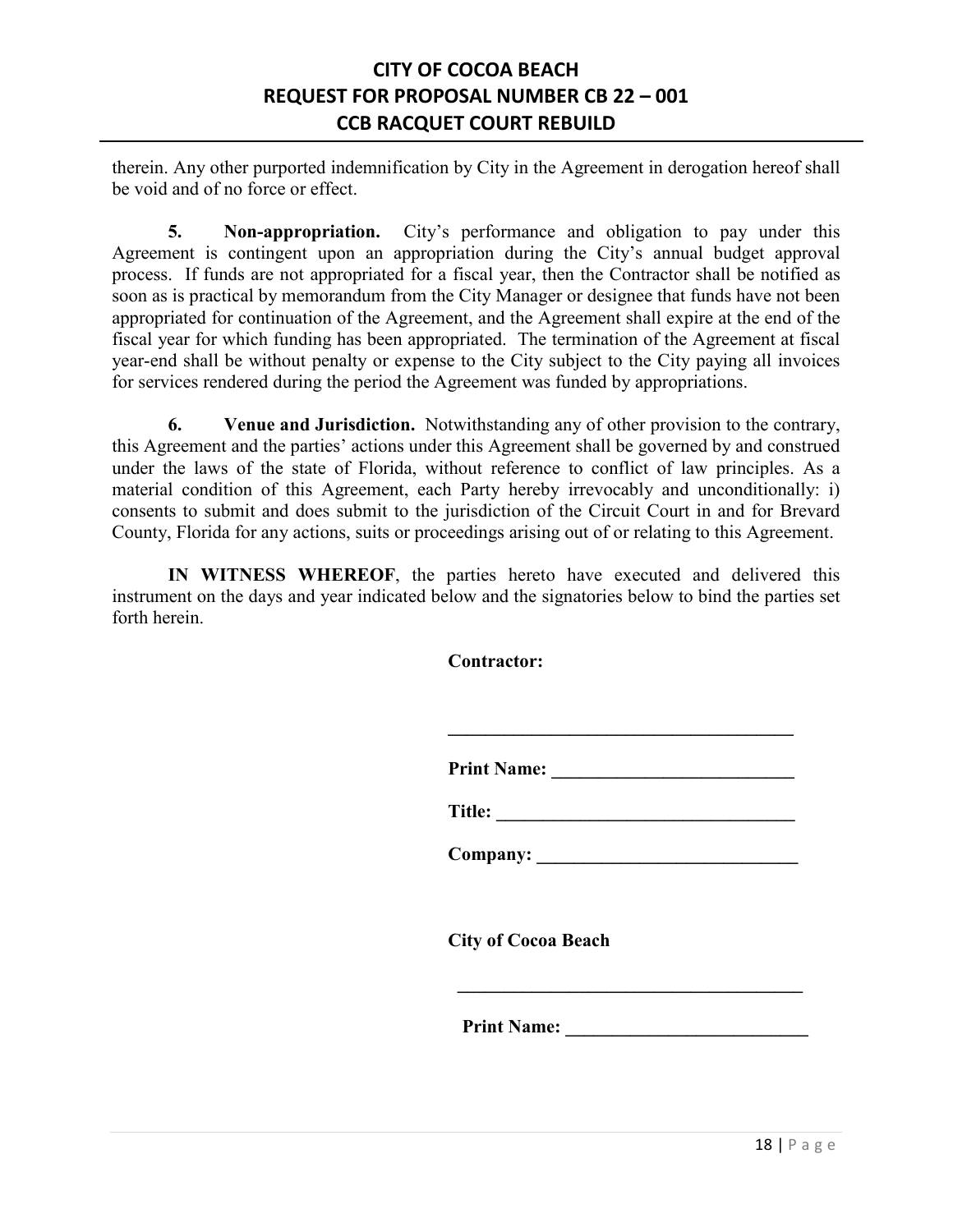therein. Any other purported indemnification by City in the Agreement in derogation hereof shall be void and of no force or effect.

**5. Non-appropriation.** City's performance and obligation to pay under this Agreement is contingent upon an appropriation during the City's annual budget approval process. If funds are not appropriated for a fiscal year, then the Contractor shall be notified as soon as is practical by memorandum from the City Manager or designee that funds have not been appropriated for continuation of the Agreement, and the Agreement shall expire at the end of the fiscal year for which funding has been appropriated. The termination of the Agreement at fiscal year-end shall be without penalty or expense to the City subject to the City paying all invoices for services rendered during the period the Agreement was funded by appropriations.

**6. Venue and Jurisdiction.** Notwithstanding any of other provision to the contrary, this Agreement and the parties' actions under this Agreement shall be governed by and construed under the laws of the state of Florida, without reference to conflict of law principles. As a material condition of this Agreement, each Party hereby irrevocably and unconditionally: i) consents to submit and does submit to the jurisdiction of the Circuit Court in and for Brevard County, Florida for any actions, suits or proceedings arising out of or relating to this Agreement.

**IN WITNESS WHEREOF**, the parties hereto have executed and delivered this instrument on the days and year indicated below and the signatories below to bind the parties set forth herein.

**Contractor:**

**______________________________________**

**Print Name: __________________________**

**Title: ________________________________**

**Company: ____________________________**

**City of Cocoa Beach**

**______________________________________**

**Print Name: __________________________**